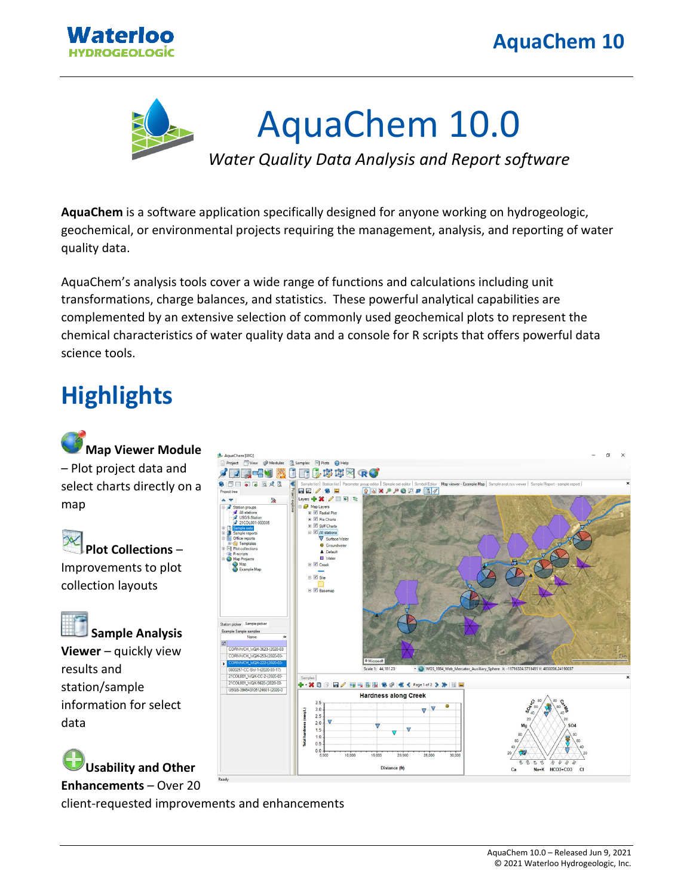# AquaChem 10.0

*Water Quality Data Analysis and Report software*

**AquaChem** is a software application specifically designed for anyone working on hydrogeologic, geochemical, or environmental projects requiring the management, analysis, and reporting of water quality data.

AquaChem's analysis tools cover a wide range of functions and calculations including unit transformations, charge balances, and statistics. These powerful analytical capabilities are complemented by an extensive selection of commonly used geochemical plots to represent the chemical characteristics of water quality data and a console for R scripts that offers powerful data science tools.

## Highlights

**Map Viewer Module** – Plot project data and select charts directly on a map

**Plot Collections** – Improvements to plot collection layouts

**Sample Analysis Viewer** – quickly view results and station/sample information for select data

**Usability and Other Enhancements** – Over 20 client-requested improvements and enhancements

AquaChem 10.0 – Released Jun 9, 2021
© 2021 Waterloo Hydrogeologic, Inc.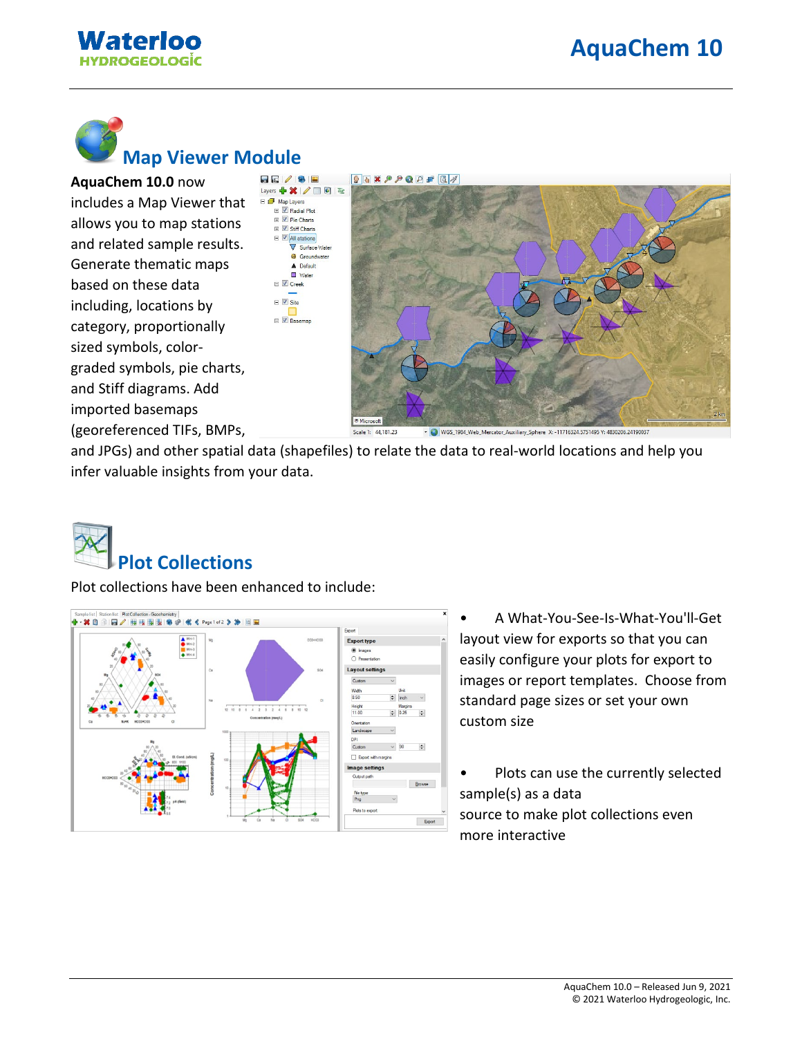## Map Viewer Module

**AquaChem 10.0** now includes a Map Viewer that allows you to map stations and related sample results. Generate thematic maps based on these data including, locations by category, proportionally sized symbols, color-graded symbols, pie charts, and Stiff diagrams. Add imported basemaps (georeferenced TIFs, BMPs, and JPGs) and other spatial data (shapefiles) to relate the data to real-world locations and help you infer valuable insights from your data.

## Plot Collections

Plot collections have been enhanced to include:

- A What-You-See-Is-What-You'll-Get layout view for exports so that you can easily configure your plots for export to images or report templates. Choose from standard page sizes or set your own custom size
- Plots can use the currently selected sample(s) as a data source to make plot collections even more interactive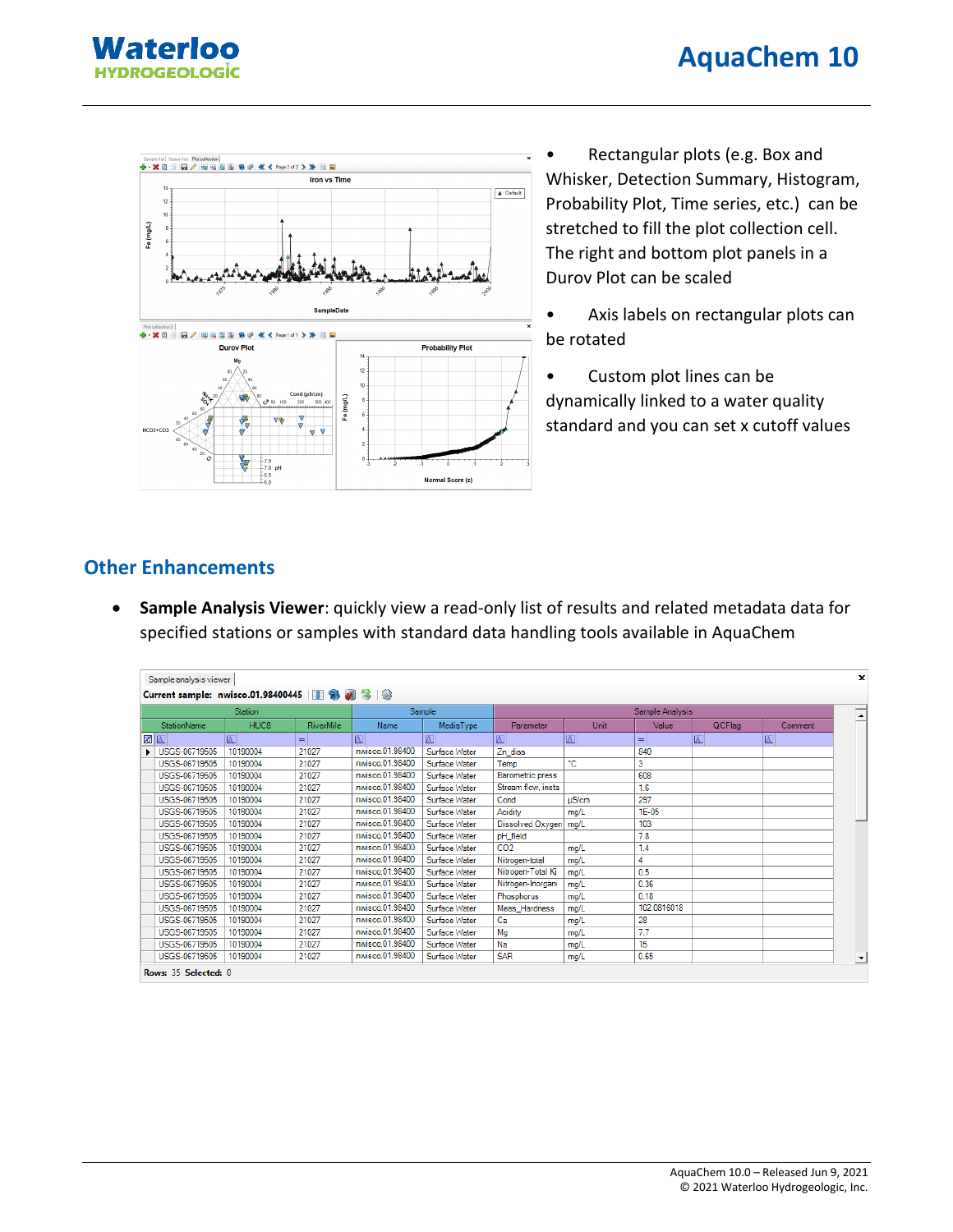- Rectangular plots (e.g. Box and Whisker, Detection Summary, Histogram, Probability Plot, Time series, etc.) can be stretched to fill the plot collection cell. The right and bottom plot panels in a Durov Plot can be scaled
- Axis labels on rectangular plots can be rotated
- Custom plot lines can be dynamically linked to a water quality standard and you can set x cutoff values

## Other Enhancements

- **Sample Analysis Viewer**: quickly view a read-only list of results and related metadata data for specified stations or samples with standard data handling tools available in AquaChem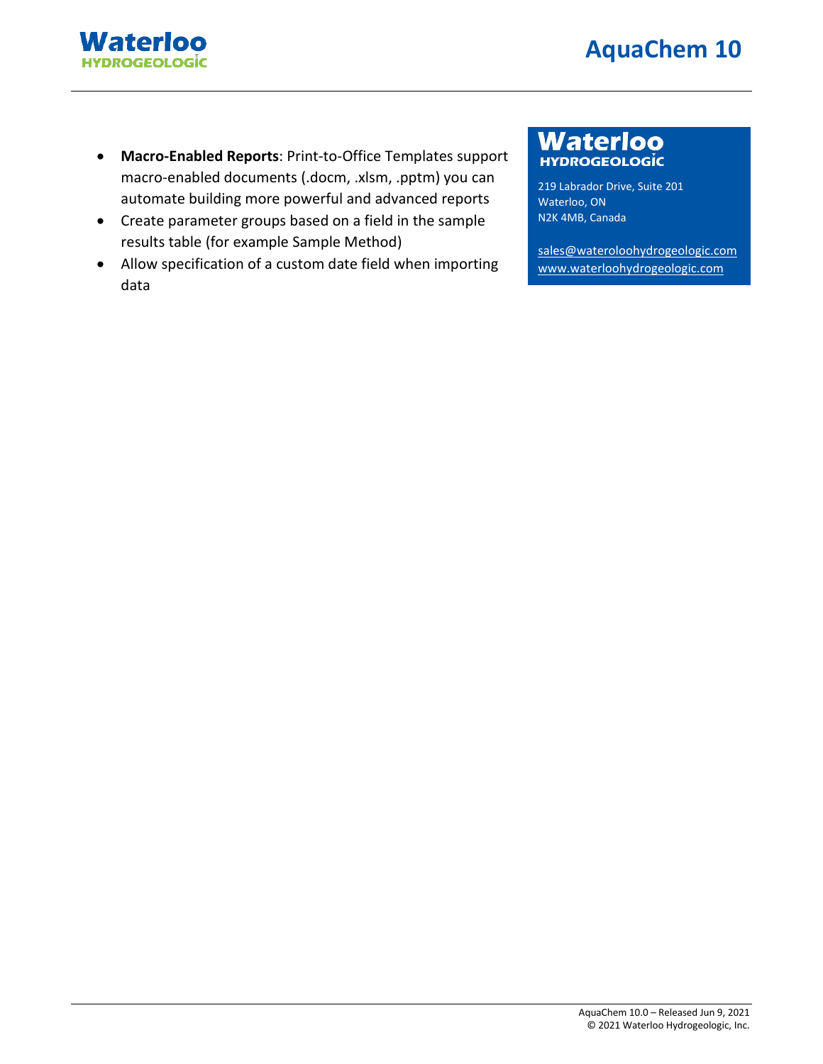- **Macro-Enabled Reports**: Print-to-Office Templates support macro-enabled documents (.docm, .xlsm, .pptm) you can automate building more powerful and advanced reports
- Create parameter groups based on a field in the sample results table (for example Sample Method)
- Allow specification of a custom date field when importing data

**Waterloo HYDROGEOLOGIC**

219 Labrador Drive, Suite 201
Waterloo, ON
N2K 4MB, Canada

sales@waterloohydrogeologic.com
www.waterloohydrogeologic.com

AquaChem 10.0 – Released Jun 9, 2021
© 2021 Waterloo Hydrogeologic, Inc.